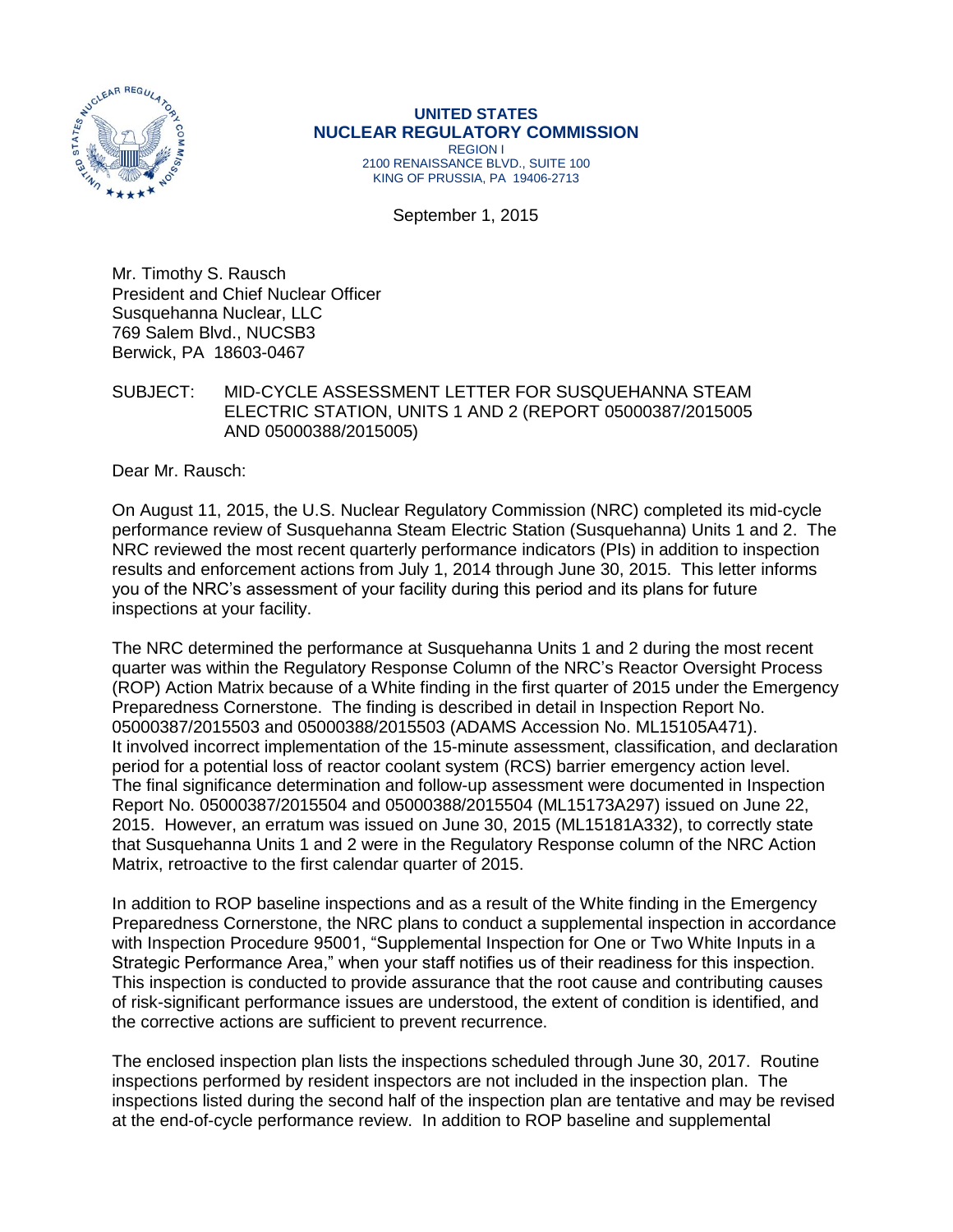**UNITED STATES**
**NUCLEAR REGULATORY COMMISSION**
REGION I
2100 RENAISSANCE BLVD., SUITE 100
KING OF PRUSSIA, PA 19406-2713

September 1, 2015

Mr. Timothy S. Rausch
President and Chief Nuclear Officer
Susquehanna Nuclear, LLC
769 Salem Blvd., NUCSB3
Berwick, PA 18603-0467

SUBJECT: MID-CYCLE ASSESSMENT LETTER FOR SUSQUEHANNA STEAM ELECTRIC STATION, UNITS 1 AND 2 (REPORT 05000387/2015005 AND 05000388/2015005)

Dear Mr. Rausch:

On August 11, 2015, the U.S. Nuclear Regulatory Commission (NRC) completed its mid-cycle performance review of Susquehanna Steam Electric Station (Susquehanna) Units 1 and 2. The NRC reviewed the most recent quarterly performance indicators (PIs) in addition to inspection results and enforcement actions from July 1, 2014 through June 30, 2015. This letter informs you of the NRC's assessment of your facility during this period and its plans for future inspections at your facility.

The NRC determined the performance at Susquehanna Units 1 and 2 during the most recent quarter was within the Regulatory Response Column of the NRC's Reactor Oversight Process (ROP) Action Matrix because of a White finding in the first quarter of 2015 under the Emergency Preparedness Cornerstone. The finding is described in detail in Inspection Report No. 05000387/2015503 and 05000388/2015503 (ADAMS Accession No. ML15105A471). It involved incorrect implementation of the 15-minute assessment, classification, and declaration period for a potential loss of reactor coolant system (RCS) barrier emergency action level. The final significance determination and follow-up assessment were documented in Inspection Report No. 05000387/2015504 and 05000388/2015504 (ML15173A297) issued on June 22, 2015. However, an erratum was issued on June 30, 2015 (ML15181A332), to correctly state that Susquehanna Units 1 and 2 were in the Regulatory Response column of the NRC Action Matrix, retroactive to the first calendar quarter of 2015.

In addition to ROP baseline inspections and as a result of the White finding in the Emergency Preparedness Cornerstone, the NRC plans to conduct a supplemental inspection in accordance with Inspection Procedure 95001, "Supplemental Inspection for One or Two White Inputs in a Strategic Performance Area," when your staff notifies us of their readiness for this inspection. This inspection is conducted to provide assurance that the root cause and contributing causes of risk-significant performance issues are understood, the extent of condition is identified, and the corrective actions are sufficient to prevent recurrence.

The enclosed inspection plan lists the inspections scheduled through June 30, 2017. Routine inspections performed by resident inspectors are not included in the inspection plan. The inspections listed during the second half of the inspection plan are tentative and may be revised at the end-of-cycle performance review. In addition to ROP baseline and supplemental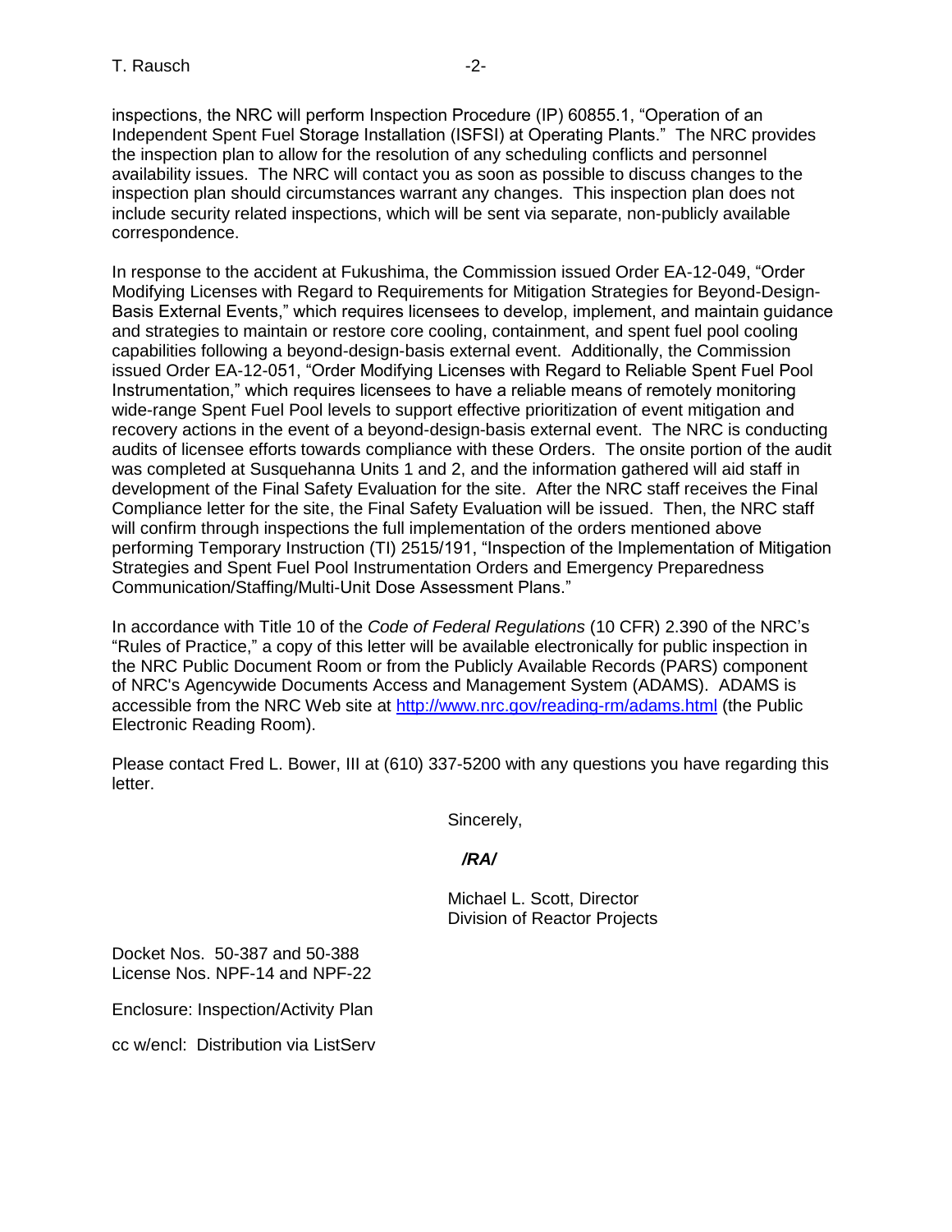inspections, the NRC will perform Inspection Procedure (IP) 60855.1, "Operation of an Independent Spent Fuel Storage Installation (ISFSI) at Operating Plants." The NRC provides the inspection plan to allow for the resolution of any scheduling conflicts and personnel availability issues. The NRC will contact you as soon as possible to discuss changes to the inspection plan should circumstances warrant any changes. This inspection plan does not include security related inspections, which will be sent via separate, non-publicly available correspondence.

In response to the accident at Fukushima, the Commission issued Order EA-12-049, "Order Modifying Licenses with Regard to Requirements for Mitigation Strategies for Beyond-Design-Basis External Events," which requires licensees to develop, implement, and maintain guidance and strategies to maintain or restore core cooling, containment, and spent fuel pool cooling capabilities following a beyond-design-basis external event. Additionally, the Commission issued Order EA-12-051, "Order Modifying Licenses with Regard to Reliable Spent Fuel Pool Instrumentation," which requires licensees to have a reliable means of remotely monitoring wide-range Spent Fuel Pool levels to support effective prioritization of event mitigation and recovery actions in the event of a beyond-design-basis external event. The NRC is conducting audits of licensee efforts towards compliance with these Orders. The onsite portion of the audit was completed at Susquehanna Units 1 and 2, and the information gathered will aid staff in development of the Final Safety Evaluation for the site. After the NRC staff receives the Final Compliance letter for the site, the Final Safety Evaluation will be issued. Then, the NRC staff will confirm through inspections the full implementation of the orders mentioned above performing Temporary Instruction (TI) 2515/191, "Inspection of the Implementation of Mitigation Strategies and Spent Fuel Pool Instrumentation Orders and Emergency Preparedness Communication/Staffing/Multi-Unit Dose Assessment Plans."

In accordance with Title 10 of the *Code of Federal Regulations* (10 CFR) 2.390 of the NRC's "Rules of Practice," a copy of this letter will be available electronically for public inspection in the NRC Public Document Room or from the Publicly Available Records (PARS) component of NRC's Agencywide Documents Access and Management System (ADAMS). ADAMS is accessible from the NRC Web site at http://www.nrc.gov/reading-rm/adams.html (the Public Electronic Reading Room).

Please contact Fred L. Bower, III at (610) 337-5200 with any questions you have regarding this letter.

Sincerely,

***/RA/***

Michael L. Scott, Director
Division of Reactor Projects

Docket Nos. 50-387 and 50-388
License Nos. NPF-14 and NPF-22

Enclosure: Inspection/Activity Plan

cc w/encl: Distribution via ListServ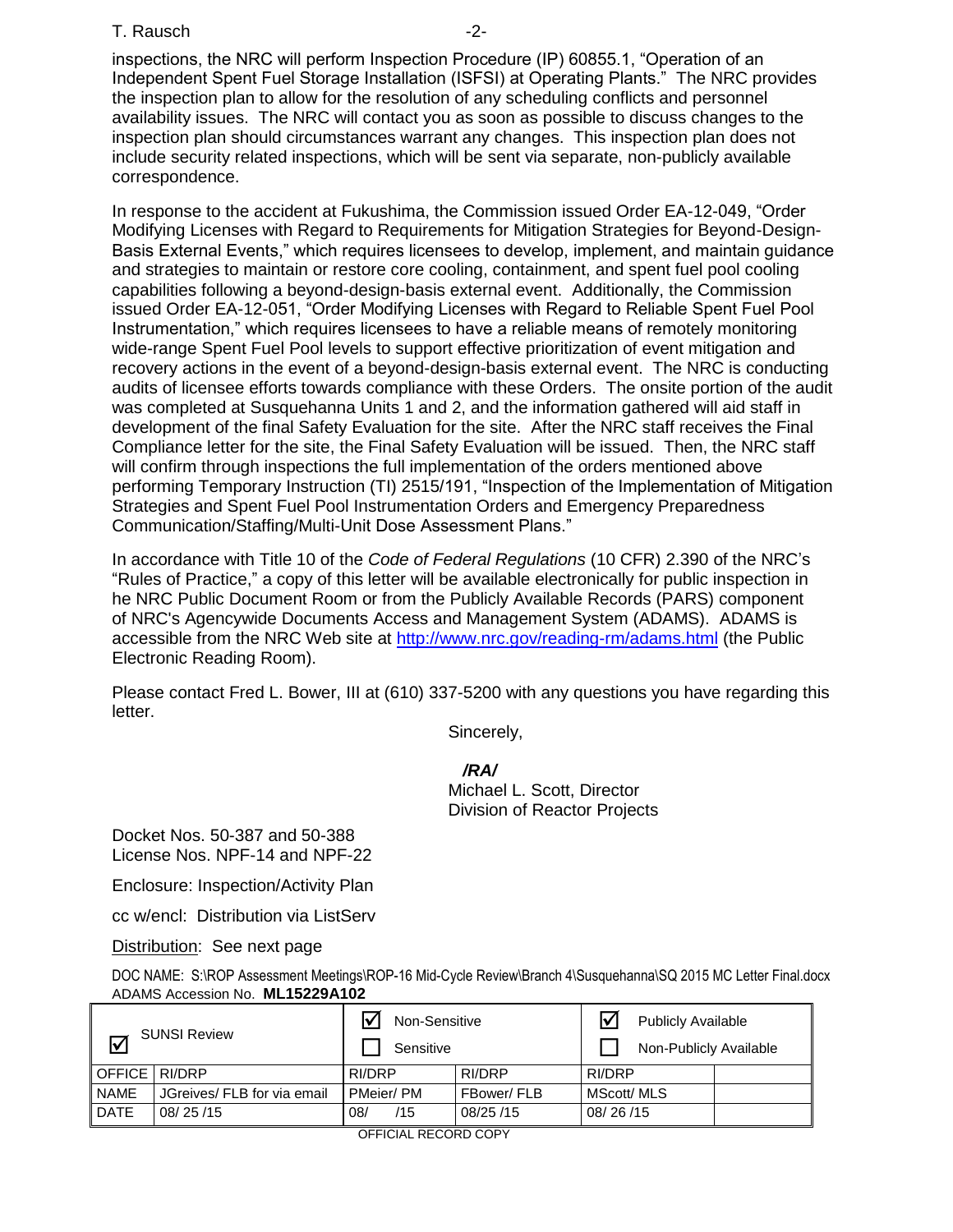inspections, the NRC will perform Inspection Procedure (IP) 60855.1, "Operation of an Independent Spent Fuel Storage Installation (ISFSI) at Operating Plants." The NRC provides the inspection plan to allow for the resolution of any scheduling conflicts and personnel availability issues. The NRC will contact you as soon as possible to discuss changes to the inspection plan should circumstances warrant any changes. This inspection plan does not include security related inspections, which will be sent via separate, non-publicly available correspondence.

In response to the accident at Fukushima, the Commission issued Order EA-12-049, "Order Modifying Licenses with Regard to Requirements for Mitigation Strategies for Beyond-Design-Basis External Events," which requires licensees to develop, implement, and maintain guidance and strategies to maintain or restore core cooling, containment, and spent fuel pool cooling capabilities following a beyond-design-basis external event. Additionally, the Commission issued Order EA-12-051, "Order Modifying Licenses with Regard to Reliable Spent Fuel Pool Instrumentation," which requires licensees to have a reliable means of remotely monitoring wide-range Spent Fuel Pool levels to support effective prioritization of event mitigation and recovery actions in the event of a beyond-design-basis external event. The NRC is conducting audits of licensee efforts towards compliance with these Orders. The onsite portion of the audit was completed at Susquehanna Units 1 and 2, and the information gathered will aid staff in development of the final Safety Evaluation for the site. After the NRC staff receives the Final Compliance letter for the site, the Final Safety Evaluation will be issued. Then, the NRC staff will confirm through inspections the full implementation of the orders mentioned above performing Temporary Instruction (TI) 2515/191, "Inspection of the Implementation of Mitigation Strategies and Spent Fuel Pool Instrumentation Orders and Emergency Preparedness Communication/Staffing/Multi-Unit Dose Assessment Plans."

In accordance with Title 10 of the *Code of Federal Regulations* (10 CFR) 2.390 of the NRC's "Rules of Practice," a copy of this letter will be available electronically for public inspection in he NRC Public Document Room or from the Publicly Available Records (PARS) component of NRC's Agencywide Documents Access and Management System (ADAMS). ADAMS is accessible from the NRC Web site at http://www.nrc.gov/reading-rm/adams.html (the Public Electronic Reading Room).

Please contact Fred L. Bower, III at (610) 337-5200 with any questions you have regarding this letter.

Sincerely,

***/RA/***

Michael L. Scott, Director
Division of Reactor Projects

Docket Nos. 50-387 and 50-388
License Nos. NPF-14 and NPF-22

Enclosure: Inspection/Activity Plan

cc w/encl: Distribution via ListServ

Distribution: See next page

DOC NAME: S:\ROP Assessment Meetings\ROP-16 Mid-Cycle Review\Branch 4\Susquehanna\SQ 2015 MC Letter Final.docx
ADAMS Accession No. **ML15229A102**

| ☑ SUNSI Review | | ☑ Non-Sensitive ☐ Sensitive | | ☑ Publicly Available ☐ Non-Publicly Available | |
|---|---|---|---|---|---|
| OFFICE | RI/DRP | RI/DRP | RI/DRP | RI/DRP | |
| NAME | JGreives/ FLB for via email | PMeier/ PM | FBower/ FLB | MScott/ MLS | |
| DATE | 08/ 25 /15 | 08/ /15 | 08/25 /15 | 08/ 26 /15 | |

OFFICIAL RECORD COPY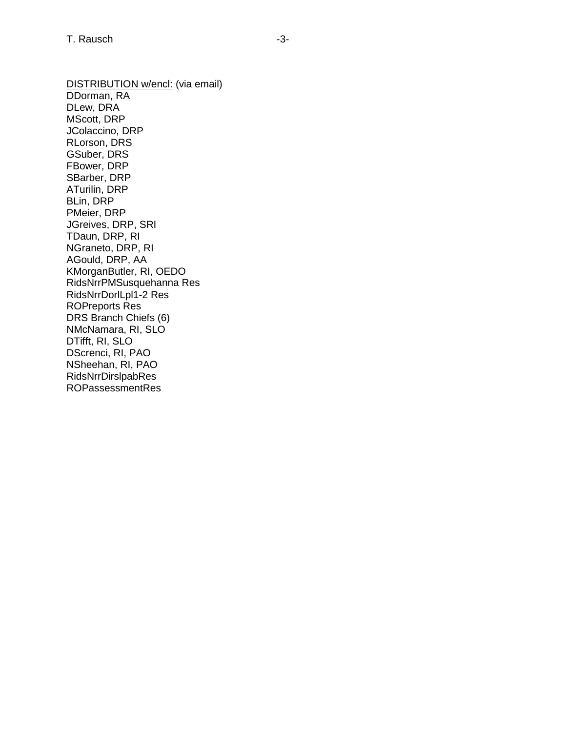DISTRIBUTION w/encl: (via email)
DDorman, RA
DLew, DRA
MScott, DRP
JColaccino, DRP
RLorson, DRS
GSuber, DRS
FBower, DRP
SBarber, DRP
ATurilin, DRP
BLin, DRP
PMeier, DRP
JGreives, DRP, SRI
TDaun, DRP, RI
NGraneto, DRP, RI
AGould, DRP, AA
KMorganButler, RI, OEDO
RidsNrrPMSusquehanna Res
RidsNrrDorlLpl1-2 Res
ROPreports Res
DRS Branch Chiefs (6)
NMcNamara, RI, SLO
DTifft, RI, SLO
DScrenci, RI, PAO
NSheehan, RI, PAO
RidsNrrDirslpabRes
ROPassessmentRes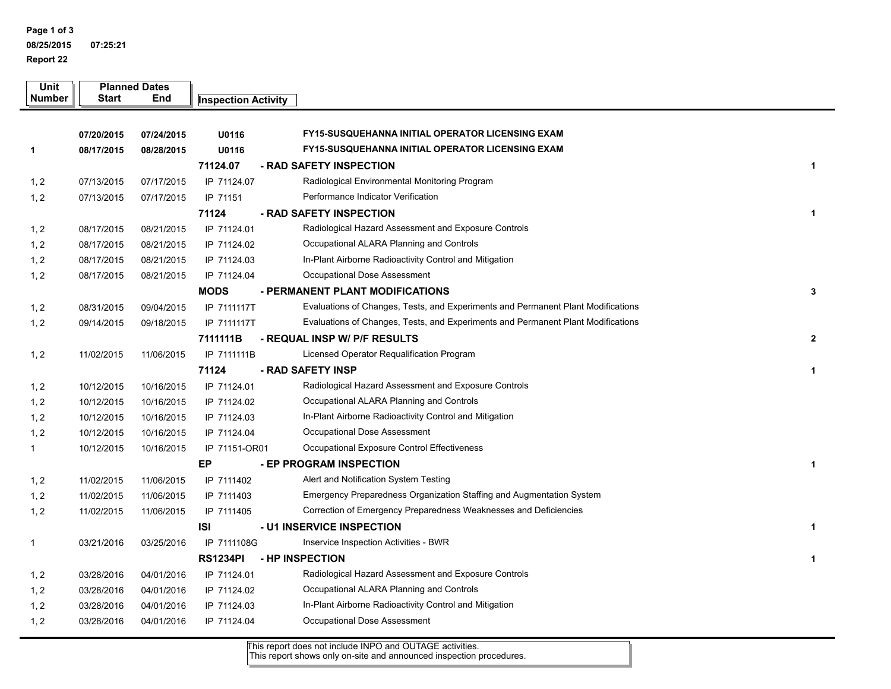Page 1 of 3
08/25/2015 07:25:21
Report 22

| Unit Number | Planned Dates Start | End | Inspection Activity | | |
|---|---|---|---|---|---|
| | 07/20/2015 | 07/24/2015 | U0116 | FY15-SUSQUEHANNA INITIAL OPERATOR LICENSING EXAM | |
| 1 | 08/17/2015 | 08/28/2015 | U0116 | FY15-SUSQUEHANNA INITIAL OPERATOR LICENSING EXAM | |
| | | | **71124.07** | **- RAD SAFETY INSPECTION** | **1** |
| 1, 2 | 07/13/2015 | 07/17/2015 | IP 71124.07 | Radiological Environmental Monitoring Program | |
| 1, 2 | 07/13/2015 | 07/17/2015 | IP 71151 | Performance Indicator Verification | |
| | | | **71124** | **- RAD SAFETY INSPECTION** | **1** |
| 1, 2 | 08/17/2015 | 08/21/2015 | IP 71124.01 | Radiological Hazard Assessment and Exposure Controls | |
| 1, 2 | 08/17/2015 | 08/21/2015 | IP 71124.02 | Occupational ALARA Planning and Controls | |
| 1, 2 | 08/17/2015 | 08/21/2015 | IP 71124.03 | In-Plant Airborne Radioactivity Control and Mitigation | |
| 1, 2 | 08/17/2015 | 08/21/2015 | IP 71124.04 | Occupational Dose Assessment | |
| | | | **MODS** | **- PERMANENT PLANT MODIFICATIONS** | **3** |
| 1, 2 | 08/31/2015 | 09/04/2015 | IP 7111117T | Evaluations of Changes, Tests, and Experiments and Permanent Plant Modifications | |
| 1, 2 | 09/14/2015 | 09/18/2015 | IP 7111117T | Evaluations of Changes, Tests, and Experiments and Permanent Plant Modifications | |
| | | | **7111111B** | **- REQUAL INSP W/ P/F RESULTS** | **2** |
| 1, 2 | 11/02/2015 | 11/06/2015 | IP 7111111B | Licensed Operator Requalification Program | |
| | | | **71124** | **- RAD SAFETY INSP** | **1** |
| 1, 2 | 10/12/2015 | 10/16/2015 | IP 71124.01 | Radiological Hazard Assessment and Exposure Controls | |
| 1, 2 | 10/12/2015 | 10/16/2015 | IP 71124.02 | Occupational ALARA Planning and Controls | |
| 1, 2 | 10/12/2015 | 10/16/2015 | IP 71124.03 | In-Plant Airborne Radioactivity Control and Mitigation | |
| 1, 2 | 10/12/2015 | 10/16/2015 | IP 71124.04 | Occupational Dose Assessment | |
| 1 | 10/12/2015 | 10/16/2015 | IP 71151-OR01 | Occupational Exposure Control Effectiveness | |
| | | | **EP** | **- EP PROGRAM INSPECTION** | **1** |
| 1, 2 | 11/02/2015 | 11/06/2015 | IP 7111402 | Alert and Notification System Testing | |
| 1, 2 | 11/02/2015 | 11/06/2015 | IP 7111403 | Emergency Preparedness Organization Staffing and Augmentation System | |
| 1, 2 | 11/02/2015 | 11/06/2015 | IP 7111405 | Correction of Emergency Preparedness Weaknesses and Deficiencies | |
| | | | **ISI** | **- U1 INSERVICE INSPECTION** | **1** |
| 1 | 03/21/2016 | 03/25/2016 | IP 7111108G | Inservice Inspection Activities - BWR | |
| | | | **RS1234PI** | **- HP INSPECTION** | **1** |
| 1, 2 | 03/28/2016 | 04/01/2016 | IP 71124.01 | Radiological Hazard Assessment and Exposure Controls | |
| 1, 2 | 03/28/2016 | 04/01/2016 | IP 71124.02 | Occupational ALARA Planning and Controls | |
| 1, 2 | 03/28/2016 | 04/01/2016 | IP 71124.03 | In-Plant Airborne Radioactivity Control and Mitigation | |
| 1, 2 | 03/28/2016 | 04/01/2016 | IP 71124.04 | Occupational Dose Assessment | |

This report does not include INPO and OUTAGE activities.
This report shows only on-site and announced inspection procedures.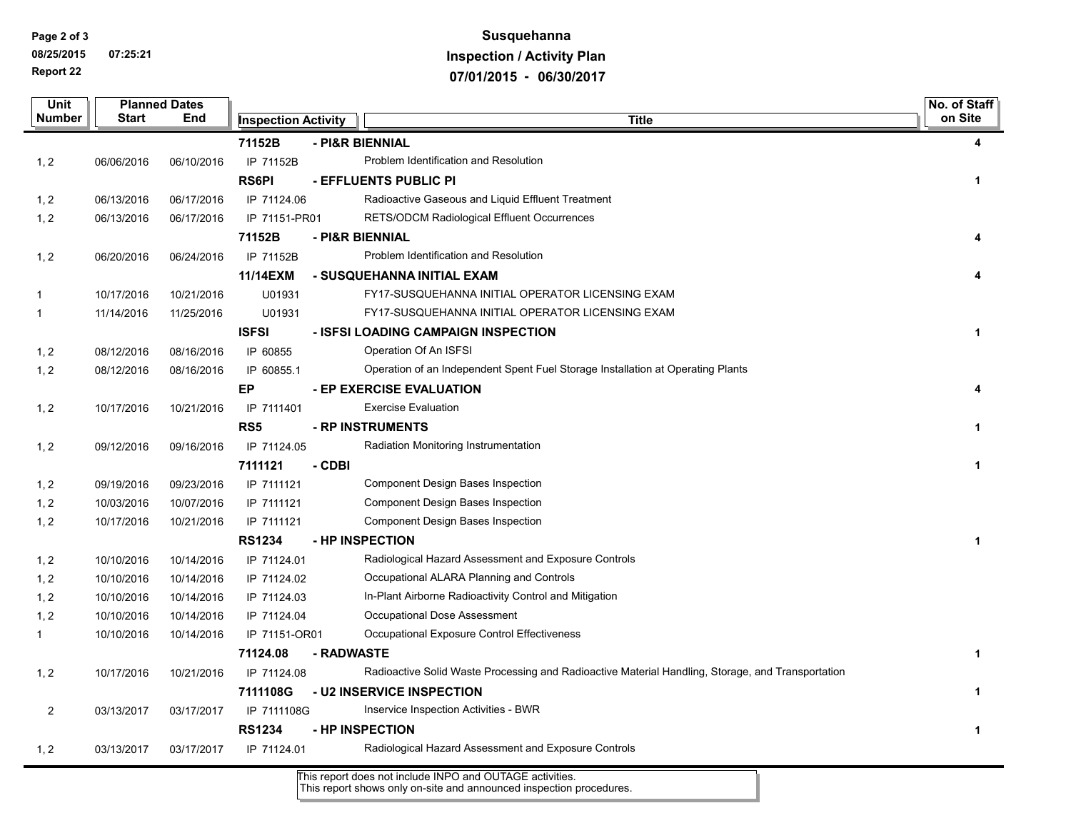# Susquehanna
## Inspection / Activity Plan
## 07/01/2015 - 06/30/2017

| Unit Number | Planned Dates Start | Planned Dates End | Inspection Activity | Title | No. of Staff on Site |
|---|---|---|---|---|---|
| | | | **71152B** | **- PI&R BIENNIAL** | **4** |
| 1, 2 | 06/06/2016 | 06/10/2016 | IP 71152B | Problem Identification and Resolution | |
| | | | **RS6PI** | **- EFFLUENTS PUBLIC PI** | **1** |
| 1, 2 | 06/13/2016 | 06/17/2016 | IP 71124.06 | Radioactive Gaseous and Liquid Effluent Treatment | |
| 1, 2 | 06/13/2016 | 06/17/2016 | IP 71151-PR01 | RETS/ODCM Radiological Effluent Occurrences | |
| | | | **71152B** | **- PI&R BIENNIAL** | **4** |
| 1, 2 | 06/20/2016 | 06/24/2016 | IP 71152B | Problem Identification and Resolution | |
| | | | **11/14EXM** | **- SUSQUEHANNA INITIAL EXAM** | **4** |
| 1 | 10/17/2016 | 10/21/2016 | U01931 | FY17-SUSQUEHANNA INITIAL OPERATOR LICENSING EXAM | |
| 1 | 11/14/2016 | 11/25/2016 | U01931 | FY17-SUSQUEHANNA INITIAL OPERATOR LICENSING EXAM | |
| | | | **ISFSI** | **- ISFSI LOADING CAMPAIGN INSPECTION** | **1** |
| 1, 2 | 08/12/2016 | 08/16/2016 | IP 60855 | Operation Of An ISFSI | |
| 1, 2 | 08/12/2016 | 08/16/2016 | IP 60855.1 | Operation of an Independent Spent Fuel Storage Installation at Operating Plants | |
| | | | **EP** | **- EP EXERCISE EVALUATION** | **4** |
| 1, 2 | 10/17/2016 | 10/21/2016 | IP 7111401 | Exercise Evaluation | |
| | | | **RS5** | **- RP INSTRUMENTS** | **1** |
| 1, 2 | 09/12/2016 | 09/16/2016 | IP 71124.05 | Radiation Monitoring Instrumentation | |
| | | | **7111121** | **- CDBI** | **1** |
| 1, 2 | 09/19/2016 | 09/23/2016 | IP 7111121 | Component Design Bases Inspection | |
| 1, 2 | 10/03/2016 | 10/07/2016 | IP 7111121 | Component Design Bases Inspection | |
| 1, 2 | 10/17/2016 | 10/21/2016 | IP 7111121 | Component Design Bases Inspection | |
| | | | **RS1234** | **- HP INSPECTION** | **1** |
| 1, 2 | 10/10/2016 | 10/14/2016 | IP 71124.01 | Radiological Hazard Assessment and Exposure Controls | |
| 1, 2 | 10/10/2016 | 10/14/2016 | IP 71124.02 | Occupational ALARA Planning and Controls | |
| 1, 2 | 10/10/2016 | 10/14/2016 | IP 71124.03 | In-Plant Airborne Radioactivity Control and Mitigation | |
| 1, 2 | 10/10/2016 | 10/14/2016 | IP 71124.04 | Occupational Dose Assessment | |
| 1 | 10/10/2016 | 10/14/2016 | IP 71151-OR01 | Occupational Exposure Control Effectiveness | |
| | | | **71124.08** | **- RADWASTE** | **1** |
| 1, 2 | 10/17/2016 | 10/21/2016 | IP 71124.08 | Radioactive Solid Waste Processing and Radioactive Material Handling, Storage, and Transportation | |
| | | | **7111108G** | **- U2 INSERVICE INSPECTION** | **1** |
| 2 | 03/13/2017 | 03/17/2017 | IP 7111108G | Inservice Inspection Activities - BWR | |
| | | | **RS1234** | **- HP INSPECTION** | **1** |
| 1, 2 | 03/13/2017 | 03/17/2017 | IP 71124.01 | Radiological Hazard Assessment and Exposure Controls | |

This report does not include INPO and OUTAGE activities.
This report shows only on-site and announced inspection procedures.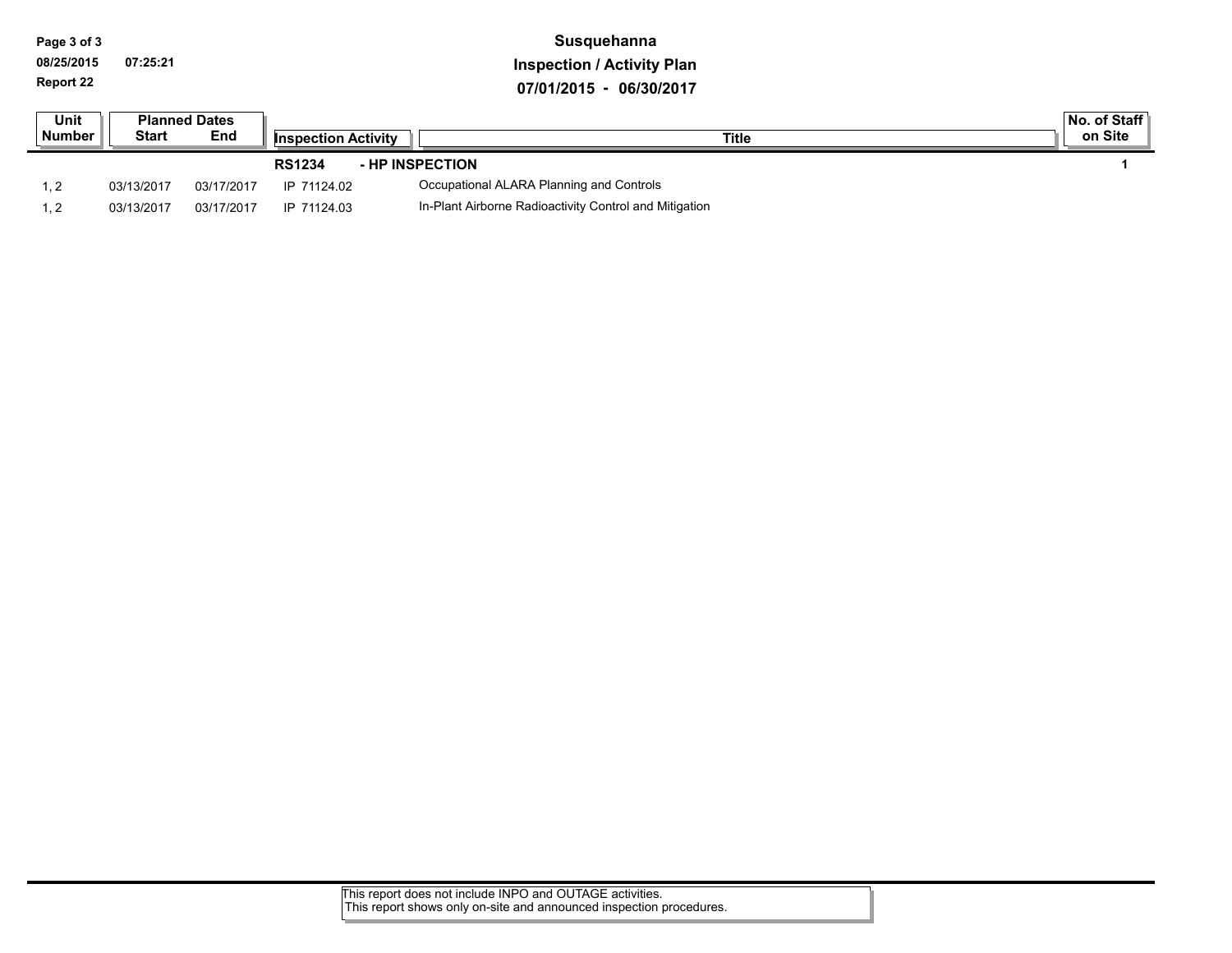**Susquehanna**
**Inspection / Activity Plan**
**07/01/2015 - 06/30/2017**

08/25/2015 07:25:21
Report 22

| Unit Number | Planned Dates Start | End | Inspection Activity | Title | No. of Staff on Site |
|---|---|---|---|---|---|
| | | | **RS1234** | **- HP INSPECTION** | **1** |
| 1, 2 | 03/13/2017 | 03/17/2017 | IP 71124.02 | Occupational ALARA Planning and Controls | |
| 1, 2 | 03/13/2017 | 03/17/2017 | IP 71124.03 | In-Plant Airborne Radioactivity Control and Mitigation | |

This report does not include INPO and OUTAGE activities.
This report shows only on-site and announced inspection procedures.